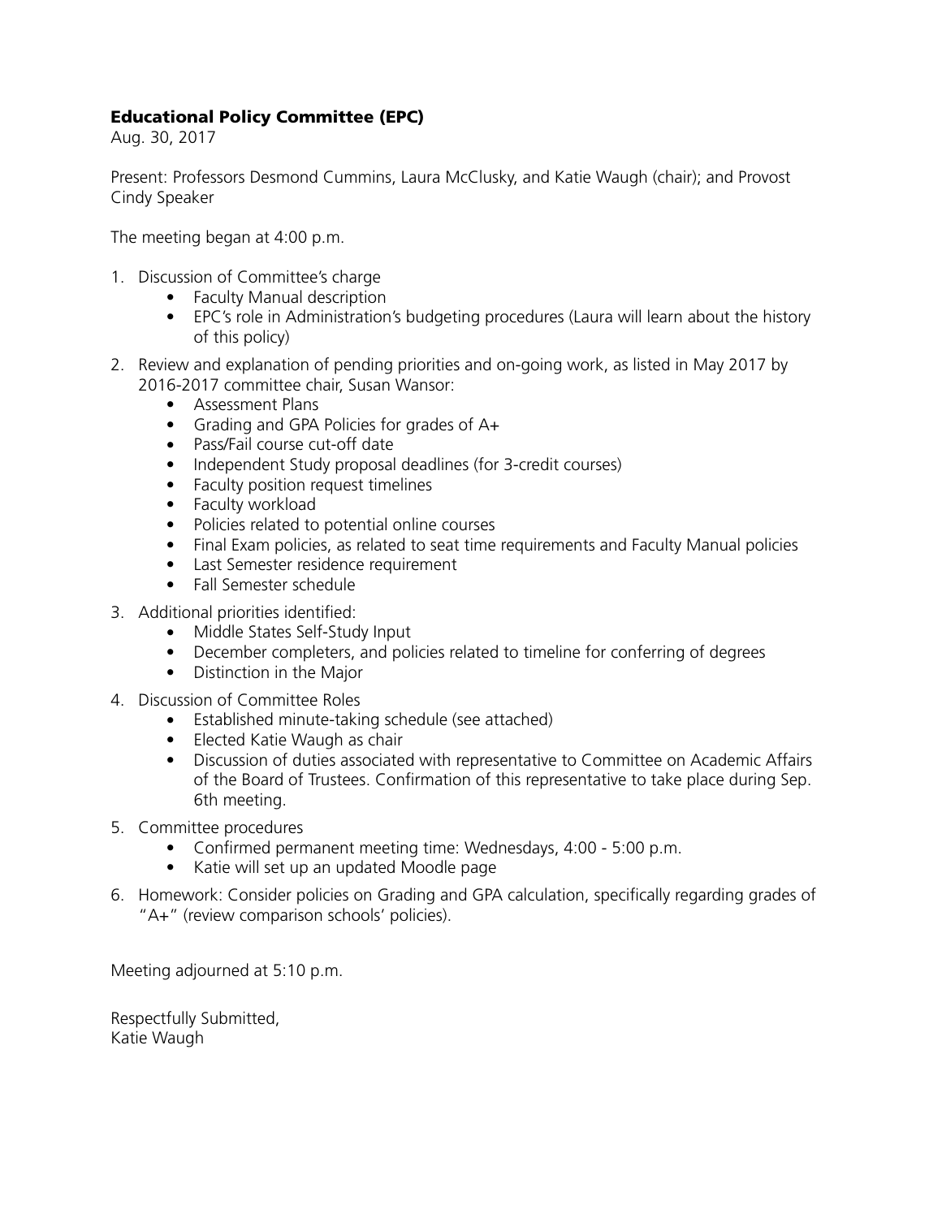**Educational Policy Committee (EPC)**

Aug. 30, 2017

Present: Professors Desmond Cummins, Laura McClusky, and Katie Waugh (chair); and Provost Cindy Speaker

The meeting began at 4:00 p.m.

1. Discussion of Committee's charge
   - Faculty Manual description
   - EPC's role in Administration's budgeting procedures (Laura will learn about the history of this policy)
2. Review and explanation of pending priorities and on-going work, as listed in May 2017 by 2016-2017 committee chair, Susan Wansor:
   - Assessment Plans
   - Grading and GPA Policies for grades of A+
   - Pass/Fail course cut-off date
   - Independent Study proposal deadlines (for 3-credit courses)
   - Faculty position request timelines
   - Faculty workload
   - Policies related to potential online courses
   - Final Exam policies, as related to seat time requirements and Faculty Manual policies
   - Last Semester residence requirement
   - Fall Semester schedule
3. Additional priorities identified:
   - Middle States Self-Study Input
   - December completers, and policies related to timeline for conferring of degrees
   - Distinction in the Major
4. Discussion of Committee Roles
   - Established minute-taking schedule (see attached)
   - Elected Katie Waugh as chair
   - Discussion of duties associated with representative to Committee on Academic Affairs of the Board of Trustees. Confirmation of this representative to take place during Sep. 6th meeting.
5. Committee procedures
   - Confirmed permanent meeting time: Wednesdays, 4:00 - 5:00 p.m.
   - Katie will set up an updated Moodle page
6. Homework: Consider policies on Grading and GPA calculation, specifically regarding grades of "A+" (review comparison schools' policies).

Meeting adjourned at 5:10 p.m.

Respectfully Submitted,
Katie Waugh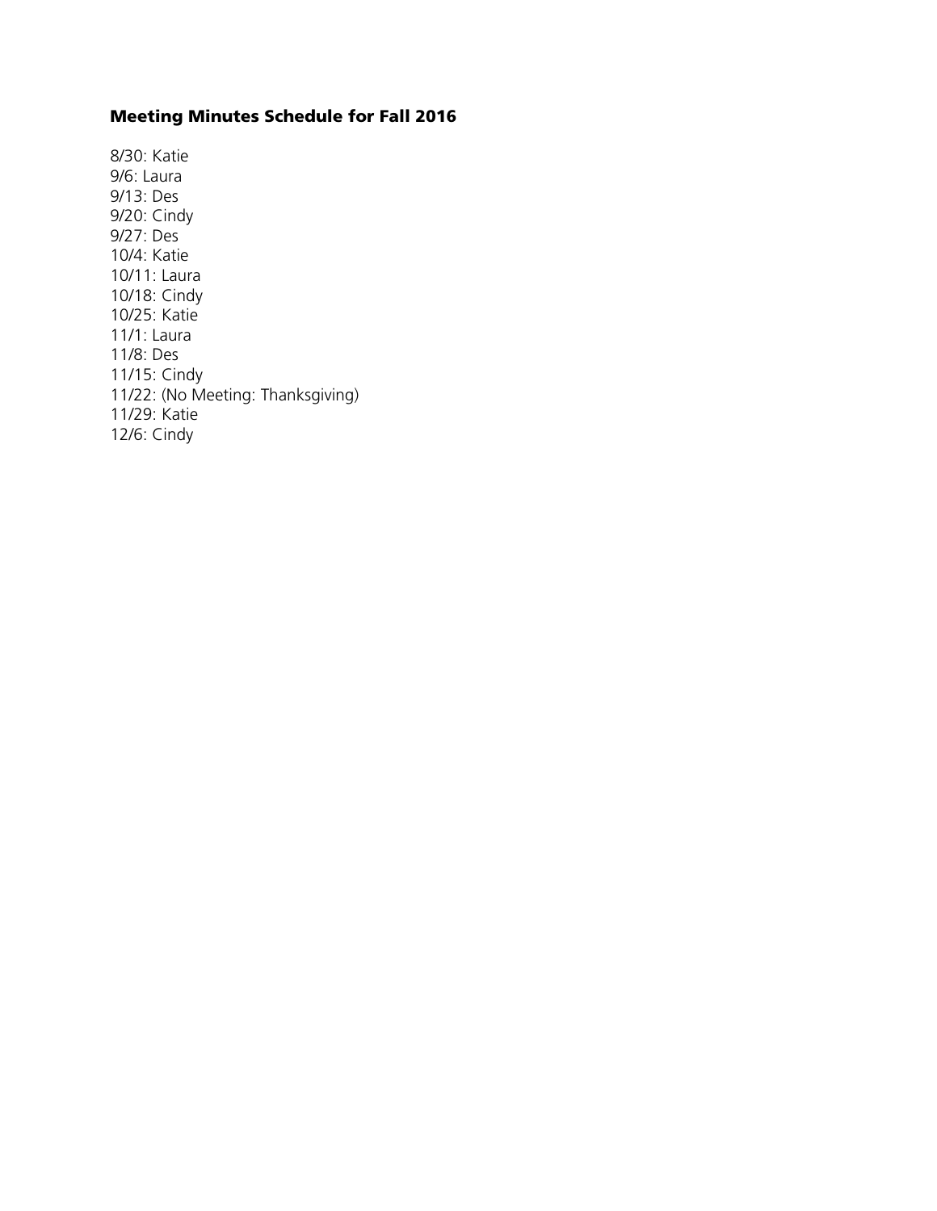### Meeting Minutes Schedule for Fall 2016

8/30: Katie
9/6: Laura
9/13: Des
9/20: Cindy
9/27: Des
10/4: Katie
10/11: Laura
10/18: Cindy
10/25: Katie
11/1: Laura
11/8: Des
11/15: Cindy
11/22: (No Meeting: Thanksgiving)
11/29: Katie
12/6: Cindy